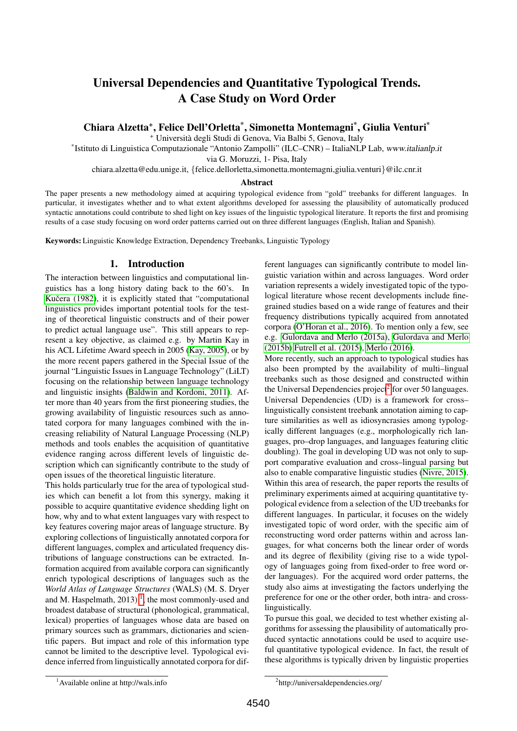# Universal Dependencies and Quantitative Typological Trends. A Case Study on Word Order

**Chiara Alzetta[+], Felice Dell'Orletta[*], Simonetta Montemagni[*], Giulia Venturi[*]**

[+] Università degli Studi di Genova, Via Balbi 5, Genova, Italy

[*]Istituto di Linguistica Computazionale "Antonio Zampolli" (ILC–CNR) – ItaliaNLP Lab, *www.italianlp.it*

via G. Moruzzi, 1- Pisa, Italy

chiara.alzetta@edu.unige.it, {felice.dellorletta,simonetta.montemagni,giulia.venturi}@ilc.cnr.it

### Abstract

The paper presents a new methodology aimed at acquiring typological evidence from "gold" treebanks for different languages. In particular, it investigates whether and to what extent algorithms developed for assessing the plausibility of automatically produced syntactic annotations could contribute to shed light on key issues of the linguistic typological literature. It reports the first and promising results of a case study focusing on word order patterns carried out on three different languages (English, Italian and Spanish).

**Keywords:** Linguistic Knowledge Extraction, Dependency Treebanks, Linguistic Typology

## 1. Introduction

The interaction between linguistics and computational linguistics has a long history dating back to the 60's. In Kučera (1982), it is explicitly stated that "computational linguistics provides important potential tools for the testing of theoretical linguistic constructs and of their power to predict actual language use". This still appears to represent a key objective, as claimed e.g. by Martin Kay in his ACL Lifetime Award speech in 2005 (Kay, 2005), or by the more recent papers gathered in the Special Issue of the journal "Linguistic Issues in Language Technology" (LiLT) focusing on the relationship between language technology and linguistic insights (Baldwin and Kordoni, 2011). After more than 40 years from the first pioneering studies, the growing availability of linguistic resources such as annotated corpora for many languages combined with the increasing reliability of Natural Language Processing (NLP) methods and tools enables the acquisition of quantitative evidence ranging across different levels of linguistic description which can significantly contribute to the study of open issues of the theoretical linguistic literature.

This holds particularly true for the area of typological studies which can benefit a lot from this synergy, making it possible to acquire quantitative evidence shedding light on how, why and to what extent languages vary with respect to key features covering major areas of language structure. By exploring collections of linguistically annotated corpora for different languages, complex and articulated frequency distributions of language constructions can be extracted. Information acquired from available corpora can significantly enrich typological descriptions of languages such as the *World Atlas of Language Structures* (WALS) (M. S. Dryer and M. Haspelmath, 2013)[1], the most commonly-used and broadest database of structural (phonological, grammatical, lexical) properties of languages whose data are based on primary sources such as grammars, dictionaries and scientific papers. But impact and role of this information type cannot be limited to the descriptive level. Typological evidence inferred from linguistically annotated corpora for different languages can significantly contribute to model linguistic variation within and across languages. Word order variation represents a widely investigated topic of the typological literature whose recent developments include fine-grained studies based on a wide range of features and their frequency distributions typically acquired from annotated corpora (O'Horan et al., 2016). To mention only a few, see e.g. Gulordava and Merlo (2015a), Gulordava and Merlo (2015b) Futrell et al. (2015), Merlo (2016).

More recently, such an approach to typological studies has also been prompted by the availability of multi–lingual treebanks such as those designed and constructed within the Universal Dependencies project[2] for over 50 languages. Universal Dependencies (UD) is a framework for cross–linguistically consistent treebank annotation aiming to capture similarities as well as idiosyncrasies among typologically different languages (e.g., morphologically rich languages, pro–drop languages, and languages featuring clitic doubling). The goal in developing UD was not only to support comparative evaluation and cross–lingual parsing but also to enable comparative linguistic studies (Nivre, 2015). Within this area of research, the paper reports the results of preliminary experiments aimed at acquiring quantitative typological evidence from a selection of the UD treebanks for different languages. In particular, it focuses on the widely investigated topic of word order, with the specific aim of reconstructing word order patterns within and across languages, for what concerns both the linear order of words and its degree of flexibility (giving rise to a wide typology of languages going from fixed-order to free word order languages). For the acquired word order patterns, the study also aims at investigating the factors underlying the preference for one or the other order, both intra- and cross-linguistically.

To pursue this goal, we decided to test whether existing algorithms for assessing the plausibility of automatically produced syntactic annotations could be used to acquire useful quantitative typological evidence. In fact, the result of these algorithms is typically driven by linguistic properties

[1]Available online at http://wals.info

[2]http://universaldependencies.org/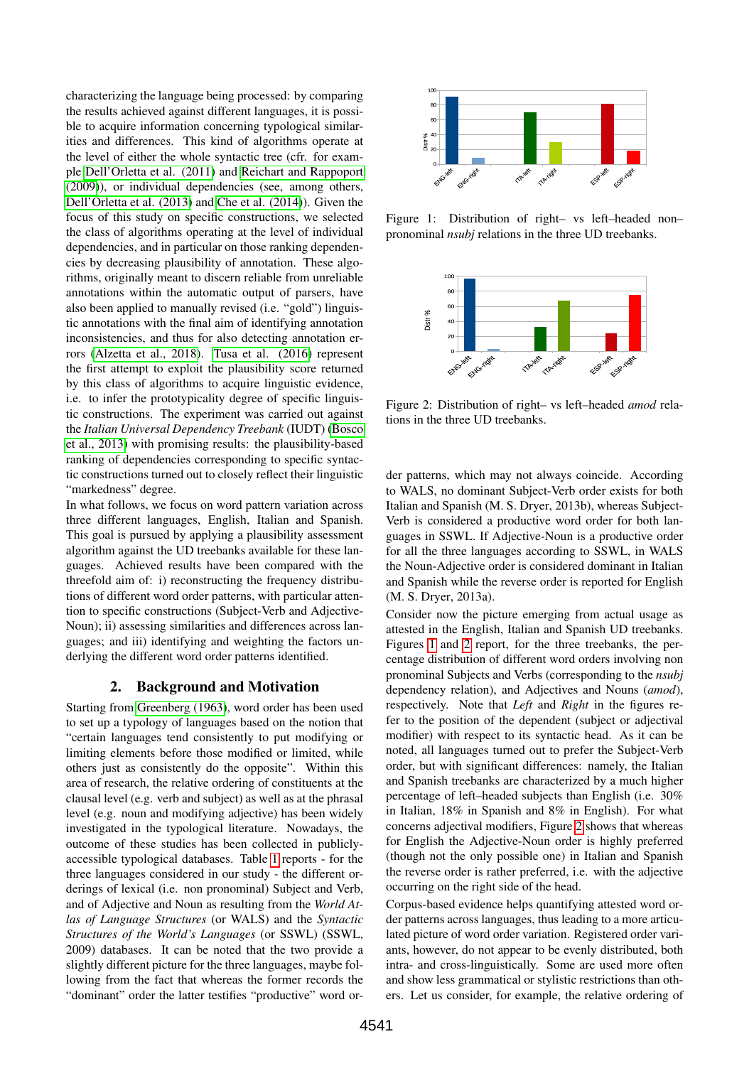characterizing the language being processed: by comparing the results achieved against different languages, it is possible to acquire information concerning typological similarities and differences. This kind of algorithms operate at the level of either the whole syntactic tree (cfr. for example Dell'Orletta et al. (2011) and Reichart and Rappoport (2009)), or individual dependencies (see, among others, Dell'Orletta et al. (2013) and Che et al. (2014)). Given the focus of this study on specific constructions, we selected the class of algorithms operating at the level of individual dependencies, and in particular on those ranking dependencies by decreasing plausibility of annotation. These algorithms, originally meant to discern reliable from unreliable annotations within the automatic output of parsers, have also been applied to manually revised (i.e. "gold") linguistic annotations with the final aim of identifying annotation inconsistencies, and thus for also detecting annotation errors (Alzetta et al., 2018). Tusa et al. (2016) represent the first attempt to exploit the plausibility score returned by this class of algorithms to acquire linguistic evidence, i.e. to infer the prototypicality degree of specific linguistic constructions. The experiment was carried out against the *Italian Universal Dependency Treebank* (IUDT) (Bosco et al., 2013) with promising results: the plausibility-based ranking of dependencies corresponding to specific syntactic constructions turned out to closely reflect their linguistic "markedness" degree.

In what follows, we focus on word pattern variation across three different languages, English, Italian and Spanish. This goal is pursued by applying a plausibility assessment algorithm against the UD treebanks available for these languages. Achieved results have been compared with the threefold aim of: i) reconstructing the frequency distributions of different word order patterns, with particular attention to specific constructions (Subject-Verb and Adjective-Noun); ii) assessing similarities and differences across languages; and iii) identifying and weighting the factors underlying the different word order patterns identified.

## 2. Background and Motivation

Starting from Greenberg (1963), word order has been used to set up a typology of languages based on the notion that "certain languages tend consistently to put modifying or limiting elements before those modified or limited, while others just as consistently do the opposite". Within this area of research, the relative ordering of constituents at the clausal level (e.g. verb and subject) as well as at the phrasal level (e.g. noun and modifying adjective) has been widely investigated in the typological literature. Nowadays, the outcome of these studies has been collected in publicly-accessible typological databases. Table 1 reports - for the three languages considered in our study - the different orderings of lexical (i.e. non pronominal) Subject and Verb, and of Adjective and Noun as resulting from the *World Atlas of Language Structures* (or WALS) and the *Syntactic Structures of the World's Languages* (or SSWL, 2009) databases. It can be noted that the two provide a slightly different picture for the three languages, maybe following from the fact that whereas the former records the "dominant" order the latter testifies "productive" word order patterns, which may not always coincide. According to WALS, no dominant Subject-Verb order exists for both Italian and Spanish (M. S. Dryer, 2013b), whereas Subject-Verb is considered a productive word order for both languages in SSWL. If Adjective-Noun is a productive order for all the three languages according to SSWL, in WALS the Noun-Adjective order is considered dominant in Italian and Spanish while the reverse order is reported for English (M. S. Dryer, 2013a).

Figure 1: Distribution of right– vs left–headed non–pronominal *nsubj* relations in the three UD treebanks.

Figure 2: Distribution of right– vs left–headed *amod* relations in the three UD treebanks.

Consider now the picture emerging from actual usage as attested in the English, Italian and Spanish UD treebanks. Figures 1 and 2 report, for the three treebanks, the percentage distribution of different word orders involving non pronominal Subjects and Verbs (corresponding to the *nsubj* dependency relation), and Adjectives and Nouns (*amod*), respectively. Note that *Left* and *Right* in the figures refer to the position of the dependent (subject or adjectival modifier) with respect to its syntactic head. As it can be noted, all languages turned out to prefer the Subject-Verb order, but with significant differences: namely, the Italian and Spanish treebanks are characterized by a much higher percentage of left–headed subjects than English (i.e. 30% in Italian, 18% in Spanish and 8% in English). For what concerns adjectival modifiers, Figure 2 shows that whereas for English the Adjective-Noun order is highly preferred (though not the only possible one) in Italian and Spanish the reverse order is rather preferred, i.e. with the adjective occurring on the right side of the head.

Corpus-based evidence helps quantifying attested word order patterns across languages, thus leading to a more articulated picture of word order variation. Registered order variants, however, do not appear to be evenly distributed, both intra- and cross-linguistically. Some are used more often and show less grammatical or stylistic restrictions than others. Let us consider, for example, the relative ordering of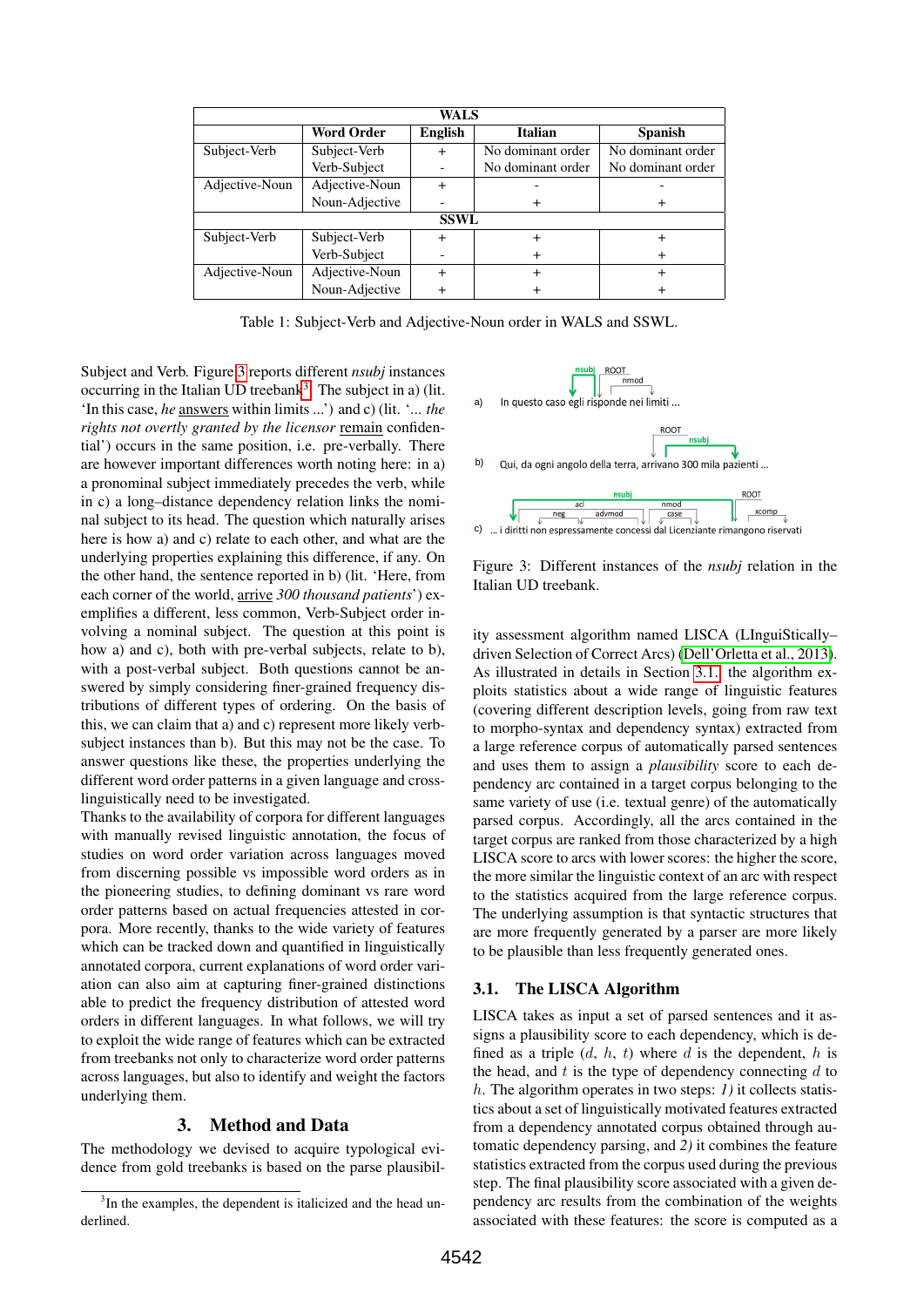| WALS | | | | |
|---|---|---|---|---|
| | **Word Order** | **English** | **Italian** | **Spanish** |
| Subject-Verb | Subject-Verb | + | No dominant order | No dominant order |
| | Verb-Subject | - | No dominant order | No dominant order |
| Adjective-Noun | Adjective-Noun | + | - | - |
| | Noun-Adjective | - | + | + |
| **SSWL** | | | | |
| Subject-Verb | Subject-Verb | + | + | + |
| | Verb-Subject | - | + | + |
| Adjective-Noun | Adjective-Noun | + | + | + |
| | Noun-Adjective | + | + | + |

Table 1: Subject-Verb and Adjective-Noun order in WALS and SSWL.

Subject and Verb. Figure 3 reports different *nsubj* instances occurring in the Italian UD treebank[3]. The subject in a) (lit. 'In this case, *he* answers within limits ...') and c) (lit. '... *the rights not overtly granted by the licensor* remain confidential') occurs in the same position, i.e. pre-verbally. There are however important differences worth noting here: in a) a pronominal subject immediately precedes the verb, while in c) a long–distance dependency relation links the nominal subject to its head. The question which naturally arises here is how a) and c) relate to each other, and what are the underlying properties explaining this difference, if any. On the other hand, the sentence reported in b) (lit. 'Here, from each corner of the world, arrive *300 thousand patients*') exemplifies a different, less common, Verb-Subject order involving a nominal subject. The question at this point is how a) and c), both with pre-verbal subjects, relate to b), with a post-verbal subject. Both questions cannot be answered by simply considering finer-grained frequency distributions of different types of ordering. On the basis of this, we can claim that a) and c) represent more likely verb-subject instances than b). But this may not be the case. To answer questions like these, the properties underlying the different word order patterns in a given language and cross-linguistically need to be investigated.

Thanks to the availability of corpora for different languages with manually revised linguistic annotation, the focus of studies on word order variation across languages moved from discerning possible vs impossible word orders as in the pioneering studies, to defining dominant vs rare word order patterns based on actual frequencies attested in corpora. More recently, thanks to the wide variety of features which can be tracked down and quantified in linguistically annotated corpora, current explanations of word order variation can also aim at capturing finer-grained distinctions able to predict the frequency distribution of attested word orders in different languages. In what follows, we will try to exploit the wide range of features which can be extracted from treebanks not only to characterize word order patterns across languages, but also to identify and weight the factors underlying them.

a) In questo caso egli risponde nei limiti ...

b) Qui, da ogni angolo della terra, arrivano 300 mila pazienti ...

c) ... i diritti non espressamente concessi dal Licenziante rimangono riservati

Figure 3: Different instances of the *nsubj* relation in the Italian UD treebank.

## 3. Method and Data

The methodology we devised to acquire typological evidence from gold treebanks is based on the parse plausibility assessment algorithm named LISCA (LInguiStically–driven Selection of Correct Arcs) (Dell'Orletta et al., 2013). As illustrated in details in Section 3.1., the algorithm exploits statistics about a wide range of linguistic features (covering different description levels, going from raw text to morpho-syntax and dependency syntax) extracted from a large reference corpus of automatically parsed sentences and uses them to assign a *plausibility* score to each dependency arc contained in a target corpus belonging to the same variety of use (i.e. textual genre) of the automatically parsed corpus. Accordingly, all the arcs contained in the target corpus are ranked from those characterized by a high LISCA score to arcs with lower scores: the higher the score, the more similar the linguistic context of an arc with respect to the statistics acquired from the large reference corpus. The underlying assumption is that syntactic structures that are more frequently generated by a parser are more likely to be plausible than less frequently generated ones.

### 3.1. The LISCA Algorithm

LISCA takes as input a set of parsed sentences and it assigns a plausibility score to each dependency, which is defined as a triple ($d$, $h$, $t$) where $d$ is the dependent, $h$ is the head, and $t$ is the type of dependency connecting $d$ to $h$. The algorithm operates in two steps: *1)* it collects statistics about a set of linguistically motivated features extracted from a dependency annotated corpus obtained through automatic dependency parsing, and *2)* it combines the feature statistics extracted from the corpus used during the previous step. The final plausibility score associated with a given dependency arc results from the combination of the weights associated with these features: the score is computed as a

[3] In the examples, the dependent is italicized and the head underlined.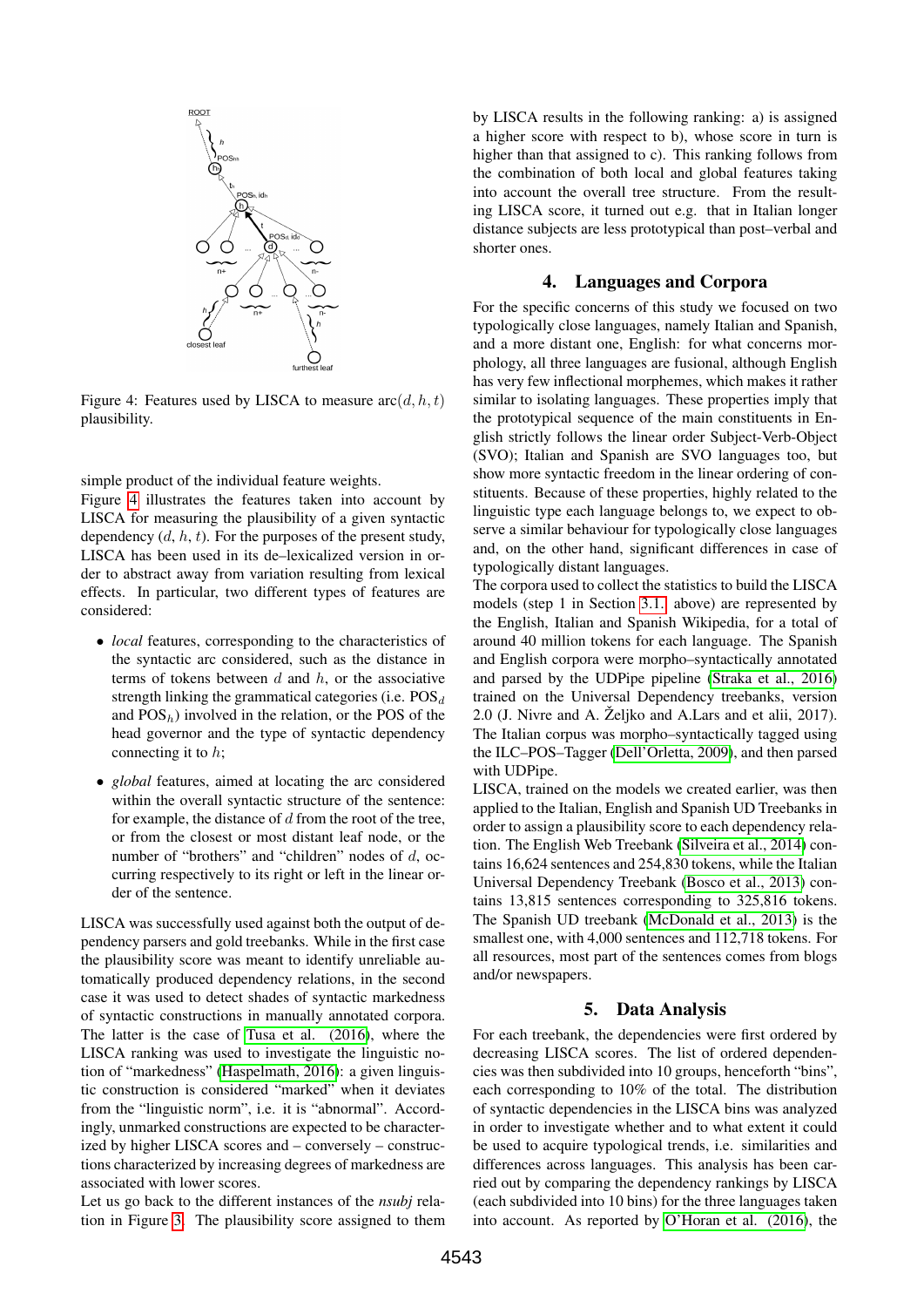Figure 4: Features used by LISCA to measure arc$(d, h, t)$ plausibility.

simple product of the individual feature weights.

Figure 4 illustrates the features taken into account by LISCA for measuring the plausibility of a given syntactic dependency $(d, h, t)$. For the purposes of the present study, LISCA has been used in its de–lexicalized version in order to abstract away from variation resulting from lexical effects. In particular, two different types of features are considered:

- *local* features, corresponding to the characteristics of the syntactic arc considered, such as the distance in terms of tokens between $d$ and $h$, or the associative strength linking the grammatical categories (i.e. $\text{POS}_d$ and $\text{POS}_h$) involved in the relation, or the POS of the head governor and the type of syntactic dependency connecting it to $h$;
- *global* features, aimed at locating the arc considered within the overall syntactic structure of the sentence: for example, the distance of $d$ from the root of the tree, or from the closest or most distant leaf node, or the number of "brothers" and "children" nodes of $d$, occurring respectively to its right or left in the linear order of the sentence.

LISCA was successfully used against both the output of dependency parsers and gold treebanks. While in the first case the plausibility score was meant to identify unreliable automatically produced dependency relations, in the second case it was used to detect shades of syntactic markedness of syntactic constructions in manually annotated corpora. The latter is the case of Tusa et al. (2016), where the LISCA ranking was used to investigate the linguistic notion of "markedness" (Haspelmath, 2016): a given linguistic construction is considered "marked" when it deviates from the "linguistic norm", i.e. it is "abnormal". Accordingly, unmarked constructions are expected to be characterized by higher LISCA scores and – conversely – constructions characterized by increasing degrees of markedness are associated with lower scores.

Let us go back to the different instances of the *nsubj* relation in Figure 3. The plausibility score assigned to them by LISCA results in the following ranking: a) is assigned a higher score with respect to b), whose score in turn is higher than that assigned to c). This ranking follows from the combination of both local and global features taking into account the overall tree structure. From the resulting LISCA score, it turned out e.g. that in Italian longer distance subjects are less prototypical than post–verbal and shorter ones.

## 4. Languages and Corpora

For the specific concerns of this study we focused on two typologically close languages, namely Italian and Spanish, and a more distant one, English: for what concerns morphology, all three languages are fusional, although English has very few inflectional morphemes, which makes it rather similar to isolating languages. These properties imply that the prototypical sequence of the main constituents in English strictly follows the linear order Subject-Verb-Object (SVO); Italian and Spanish are SVO languages too, but show more syntactic freedom in the linear ordering of constituents. Because of these properties, highly related to the linguistic type each language belongs to, we expect to observe a similar behaviour for typologically close languages and, on the other hand, significant differences in case of typologically distant languages.

The corpora used to collect the statistics to build the LISCA models (step 1 in Section 3.1. above) are represented by the English, Italian and Spanish Wikipedia, for a total of around 40 million tokens for each language. The Spanish and English corpora were morpho–syntactically annotated and parsed by the UDPipe pipeline (Straka et al., 2016) trained on the Universal Dependency treebanks, version 2.0 (J. Nivre and A. Željko and A.Lars and et alii, 2017). The Italian corpus was morpho–syntactically tagged using the ILC–POS–Tagger (Dell'Orletta, 2009), and then parsed with UDPipe.

LISCA, trained on the models we created earlier, was then applied to the Italian, English and Spanish UD Treebanks in order to assign a plausibility score to each dependency relation. The English Web Treebank (Silveira et al., 2014) contains 16,624 sentences and 254,830 tokens, while the Italian Universal Dependency Treebank (Bosco et al., 2013) contains 13,815 sentences corresponding to 325,816 tokens. The Spanish UD treebank (McDonald et al., 2013) is the smallest one, with 4,000 sentences and 112,718 tokens. For all resources, most part of the sentences comes from blogs and/or newspapers.

## 5. Data Analysis

For each treebank, the dependencies were first ordered by decreasing LISCA scores. The list of ordered dependencies was then subdivided into 10 groups, henceforth "bins", each corresponding to 10% of the total. The distribution of syntactic dependencies in the LISCA bins was analyzed in order to investigate whether and to what extent it could be used to acquire typological trends, i.e. similarities and differences across languages. This analysis has been carried out by comparing the dependency rankings by LISCA (each subdivided into 10 bins) for the three languages taken into account. As reported by O'Horan et al. (2016), the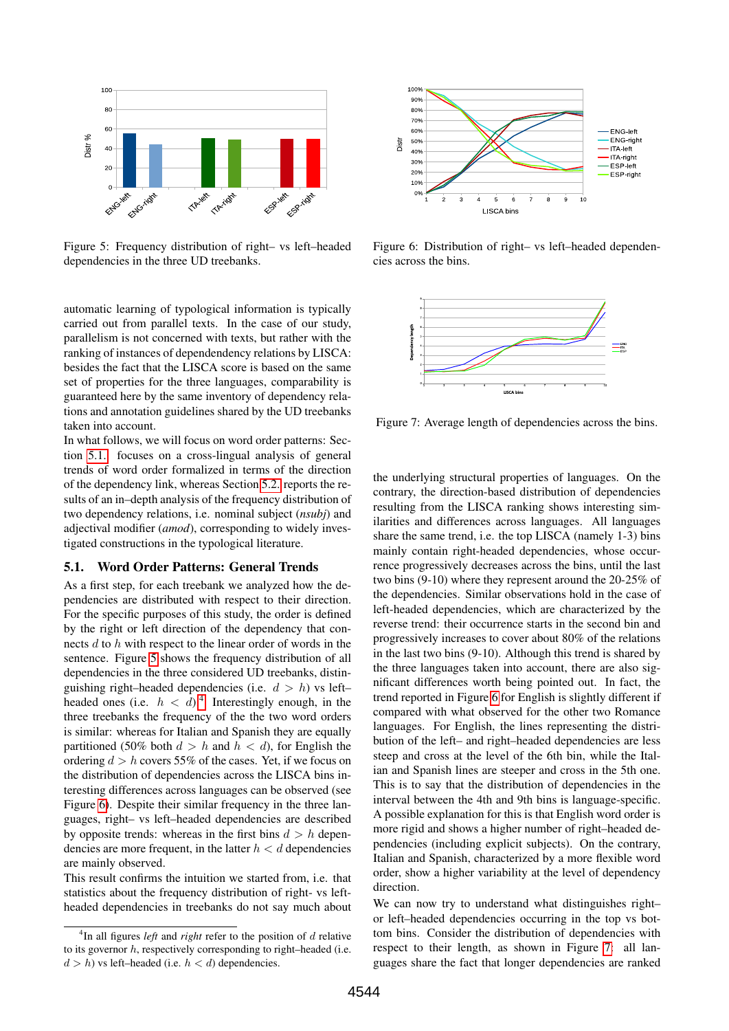Figure 5: Frequency distribution of right– vs left–headed dependencies in the three UD treebanks.

Figure 6: Distribution of right– vs left–headed dependencies across the bins.

Figure 7: Average length of dependencies across the bins.

automatic learning of typological information is typically carried out from parallel texts. In the case of our study, parallelism is not concerned with texts, but rather with the ranking of instances of dependency relations by LISCA: besides the fact that the LISCA score is based on the same set of properties for the three languages, comparability is guaranteed here by the same inventory of dependency relations and annotation guidelines shared by the UD treebanks taken into account.

In what follows, we will focus on word order patterns: Section 5.1. focuses on a cross-lingual analysis of general trends of word order formalized in terms of the direction of the dependency link, whereas Section 5.2. reports the results of an in–depth analysis of the frequency distribution of two dependency relations, i.e. nominal subject (*nsubj*) and adjectival modifier (*amod*), corresponding to widely investigated constructions in the typological literature.

## 5.1. Word Order Patterns: General Trends

As a first step, for each treebank we analyzed how the dependencies are distributed with respect to their direction. For the specific purposes of this study, the order is defined by the right or left direction of the dependency that connects $d$ to $h$ with respect to the linear order of words in the sentence. Figure 5 shows the frequency distribution of all dependencies in the three considered UD treebanks, distinguishing right–headed dependencies (i.e. $d > h$) vs left–headed ones (i.e. $h < d$).[4] Interestingly enough, in the three treebanks the frequency of the the two word orders is similar: whereas for Italian and Spanish they are equally partitioned (50% both $d > h$ and $h < d$), for English the ordering $d > h$ covers 55% of the cases. Yet, if we focus on the distribution of dependencies across the LISCA bins interesting differences across languages can be observed (see Figure 6). Despite their similar frequency in the three languages, right– vs left–headed dependencies are described by opposite trends: whereas in the first bins $d > h$ dependencies are more frequent, in the latter $h < d$ dependencies are mainly observed.

This result confirms the intuition we started from, i.e. that statistics about the frequency distribution of right- vs left-headed dependencies in treebanks do not say much about the underlying structural properties of languages. On the contrary, the direction-based distribution of dependencies resulting from the LISCA ranking shows interesting similarities and differences across languages. All languages share the same trend, i.e. the top LISCA (namely 1-3) bins mainly contain right-headed dependencies, whose occurrence progressively decreases across the bins, until the last two bins (9-10) where they represent around the 20-25% of the dependencies. Similar observations hold in the case of left-headed dependencies, which are characterized by the reverse trend: their occurrence starts in the second bin and progressively increases to cover about 80% of the relations in the last two bins (9-10). Although this trend is shared by the three languages taken into account, there are also significant differences worth being pointed out. In fact, the trend reported in Figure 6 for English is slightly different if compared with what observed for the other two Romance languages. For English, the lines representing the distribution of the left– and right–headed dependencies are less steep and cross at the level of the 6th bin, while the Italian and Spanish lines are steeper and cross in the 5th one. This is to say that the distribution of dependencies in the interval between the 4th and 9th bins is language-specific. A possible explanation for this is that English word order is more rigid and shows a higher number of right–headed dependencies (including explicit subjects). On the contrary, Italian and Spanish, characterized by a more flexible word order, show a higher variability at the level of dependency direction.

We can now try to understand what distinguishes right– or left–headed dependencies occurring in the top vs bottom bins. Consider the distribution of dependencies with respect to their length, as shown in Figure 7: all languages share the fact that longer dependencies are ranked

[4] In all figures *left* and *right* refer to the position of $d$ relative to its governor $h$, respectively corresponding to right–headed (i.e. $d > h$) vs left–headed (i.e. $h < d$) dependencies.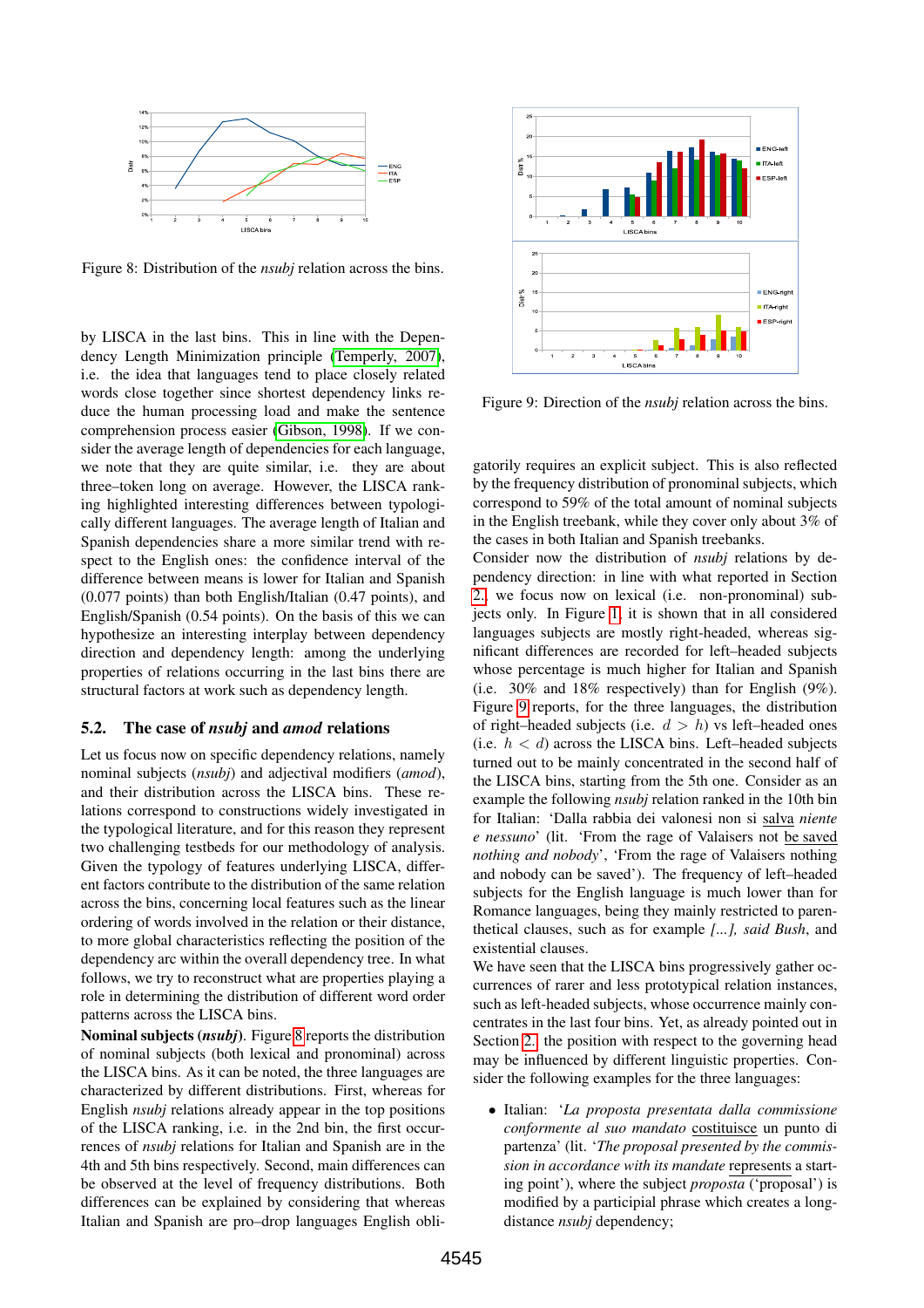Figure 8: Distribution of the *nsubj* relation across the bins.

by LISCA in the last bins. This in line with the Dependency Length Minimization principle (Temperly, 2007), i.e. the idea that languages tend to place closely related words close together since shortest dependency links reduce the human processing load and make the sentence comprehension process easier (Gibson, 1998). If we consider the average length of dependencies for each language, we note that they are quite similar, i.e. they are about three–token long on average. However, the LISCA ranking highlighted interesting differences between typologically different languages. The average length of Italian and Spanish dependencies share a more similar trend with respect to the English ones: the confidence interval of the difference between means is lower for Italian and Spanish (0.077 points) than both English/Italian (0.47 points), and English/Spanish (0.54 points). On the basis of this we can hypothesize an interesting interplay between dependency direction and dependency length: among the underlying properties of relations occurring in the last bins there are structural factors at work such as dependency length.

## 5.2. The case of *nsubj* and *amod* relations

Let us focus now on specific dependency relations, namely nominal subjects (*nsubj*) and adjectival modifiers (*amod*), and their distribution across the LISCA bins. These relations correspond to constructions widely investigated in the typological literature, and for this reason they represent two challenging testbeds for our methodology of analysis. Given the typology of features underlying LISCA, different factors contribute to the distribution of the same relation across the bins, concerning local features such as the linear ordering of words involved in the relation or their distance, to more global characteristics reflecting the position of the dependency arc within the overall dependency tree. In what follows, we try to reconstruct what are properties playing a role in determining the distribution of different word order patterns across the LISCA bins.

**Nominal subjects (*nsubj*).** Figure 8 reports the distribution of nominal subjects (both lexical and pronominal) across the LISCA bins. As it can be noted, the three languages are characterized by different distributions. First, whereas for English *nsubj* relations already appear in the top positions of the LISCA ranking, i.e. in the 2nd bin, the first occurrences of *nsubj* relations for Italian and Spanish are in the 4th and 5th bins respectively. Second, main differences can be observed at the level of frequency distributions. Both differences can be explained by considering that whereas Italian and Spanish are pro–drop languages English obligatorily requires an explicit subject. This is also reflected by the frequency distribution of pronominal subjects, which correspond to 59% of the total amount of nominal subjects in the English treebank, while they cover only about 3% of the cases in both Italian and Spanish treebanks.

Figure 9: Direction of the *nsubj* relation across the bins.

Consider now the distribution of *nsubj* relations by dependency direction: in line with what reported in Section 2. we focus now on lexical (i.e. non-pronominal) subjects only. In Figure 1, it is shown that in all considered languages subjects are mostly right-headed, whereas significant differences are recorded for left–headed subjects whose percentage is much higher for Italian and Spanish (i.e. 30% and 18% respectively) than for English (9%). Figure 9 reports, for the three languages, the distribution of right–headed subjects (i.e. $d > h$) vs left–headed ones (i.e. $h < d$) across the LISCA bins. Left–headed subjects turned out to be mainly concentrated in the second half of the LISCA bins, starting from the 5th one. Consider as an example the following *nsubj* relation ranked in the 10th bin for Italian: 'Dalla rabbia dei valonesi non si salva *niente e nessuno*' (lit. 'From the rage of Valaisers not be saved *nothing and nobody*', 'From the rage of Valaisers nothing and nobody can be saved'). The frequency of left–headed subjects for the English language is much lower than for Romance languages, being they mainly restricted to parenthetical clauses, such as for example *[...], said Bush*, and existential clauses.

We have seen that the LISCA bins progressively gather occurrences of rarer and less prototypical relation instances, such as left-headed subjects, whose occurrence mainly concentrates in the last four bins. Yet, as already pointed out in Section 2., the position with respect to the governing head may be influenced by different linguistic properties. Consider the following examples for the three languages:

- Italian: '*La proposta presentata dalla commissione conformente al suo mandato* costituisce un punto di partenza' (lit. '*The proposal presented by the commission in accordance with its mandate* represents a starting point'), where the subject *proposta* ('proposal') is modified by a participial phrase which creates a long-distance *nsubj* dependency;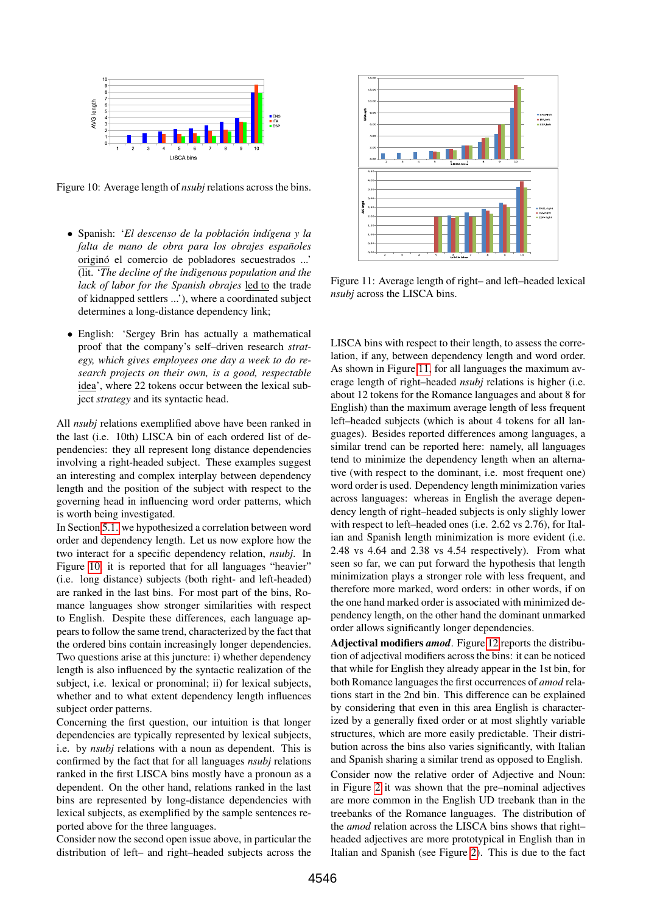Figure 10: Average length of *nsubj* relations across the bins.

- Spanish: '*El descenso de la población indígena y la falta de mano de obra para los obrajes españoles* originó el comercio de pobladores secuestrados ...' (lit. '*The decline of the indigenous population and the lack of labor for the Spanish obrajes* led to the trade of kidnapped settlers ...'), where a coordinated subject determines a long-distance dependency link;

- English: 'Sergey Brin has actually a mathematical proof that the company's self–driven research *strategy, which gives employees one day a week to do research projects on their own, is a good, respectable* idea', where 22 tokens occur between the lexical subject *strategy* and its syntactic head.

All *nsubj* relations exemplified above have been ranked in the last (i.e. 10th) LISCA bin of each ordered list of dependencies: they all represent long distance dependencies involving a right-headed subject. These examples suggest an interesting and complex interplay between dependency length and the position of the subject with respect to the governing head in influencing word order patterns, which is worth being investigated.

In Section 5.1. we hypothesized a correlation between word order and dependency length. Let us now explore how the two interact for a specific dependency relation, *nsubj*. In Figure 10, it is reported that for all languages "heavier" (i.e. long distance) subjects (both right- and left-headed) are ranked in the last bins. For most part of the bins, Romance languages show stronger similarities with respect to English. Despite these differences, each language appears to follow the same trend, characterized by the fact that the ordered bins contain increasingly longer dependencies. Two questions arise at this juncture: i) whether dependency length is also influenced by the syntactic realization of the subject, i.e. lexical or pronominal; ii) for lexical subjects, whether and to what extent dependency length influences subject order patterns.

Concerning the first question, our intuition is that longer dependencies are typically represented by lexical subjects, i.e. by *nsubj* relations with a noun as dependent. This is confirmed by the fact that for all languages *nsubj* relations ranked in the first LISCA bins mostly have a pronoun as a dependent. On the other hand, relations ranked in the last bins are represented by long-distance dependencies with lexical subjects, as exemplified by the sample sentences reported above for the three languages.

Consider now the second open issue above, in particular the distribution of left– and right–headed subjects across the LISCA bins with respect to their length, to assess the correlation, if any, between dependency length and word order. As shown in Figure 11, for all languages the maximum average length of right–headed *nsubj* relations is higher (i.e. about 12 tokens for the Romance languages and about 8 for English) than the maximum average length of less frequent left–headed subjects (which is about 4 tokens for all languages). Besides reported differences among languages, a similar trend can be reported here: namely, all languages tend to minimize the dependency length when an alternative (with respect to the dominant, i.e. most frequent one) word order is used. Dependency length minimization varies across languages: whereas in English the average dependency length of right–headed subjects is only slighly lower with respect to left–headed ones (i.e. 2.62 vs 2.76), for Italian and Spanish length minimization is more evident (i.e. 2.48 vs 4.64 and 2.38 vs 4.54 respectively). From what seen so far, we can put forward the hypothesis that length minimization plays a stronger role with less frequent, and therefore more marked, word orders: in other words, if on the one hand marked order is associated with minimized dependency length, on the other hand the dominant unmarked order allows significantly longer dependencies.

Figure 11: Average length of right– and left–headed lexical *nsubj* across the LISCA bins.

**Adjectival modifiers *amod*.** Figure 12 reports the distribution of adjectival modifiers across the bins: it can be noticed that while for English they already appear in the 1st bin, for both Romance languages the first occurrences of *amod* relations start in the 2nd bin. This difference can be explained by considering that even in this area English is characterized by a generally fixed order or at most slightly variable structures, which are more easily predictable. Their distribution across the bins also varies significantly, with Italian and Spanish sharing a similar trend as opposed to English.

Consider now the relative order of Adjective and Noun: in Figure 2 it was shown that while the pre–nominal adjectives are more common in the English UD treebank than in the treebanks of the Romance languages. The distribution of the *amod* relation across the LISCA bins shows that right–headed adjectives are more prototypical in English than in Italian and Spanish (see Figure 2). This is due to the fact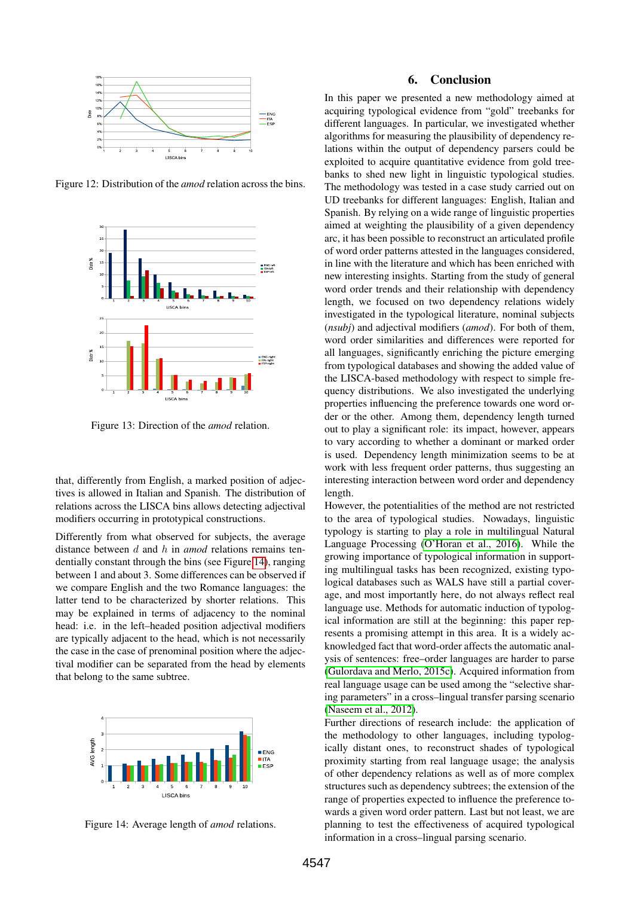Figure 12: Distribution of the *amod* relation across the bins.

Figure 13: Direction of the *amod* relation.

that, differently from English, a marked position of adjectives is allowed in Italian and Spanish. The distribution of relations across the LISCA bins allows detecting adjectival modifiers occurring in prototypical constructions.

Differently from what observed for subjects, the average distance between $d$ and $h$ in *amod* relations remains tendentially constant through the bins (see Figure 14), ranging between 1 and about 3. Some differences can be observed if we compare English and the two Romance languages: the latter tend to be characterized by shorter relations. This may be explained in terms of adjacency to the nominal head: i.e. in the left–headed position adjectival modifiers are typically adjacent to the head, which is not necessarily the case in the case of prenominal position where the adjectival modifier can be separated from the head by elements that belong to the same subtree.

Figure 14: Average length of *amod* relations.

## 6. Conclusion

In this paper we presented a new methodology aimed at acquiring typological evidence from "gold" treebanks for different languages. In particular, we investigated whether algorithms for measuring the plausibility of dependency relations within the output of dependency parsers could be exploited to acquire quantitative evidence from gold treebanks to shed new light in linguistic typological studies. The methodology was tested in a case study carried out on UD treebanks for different languages: English, Italian and Spanish. By relying on a wide range of linguistic properties aimed at weighting the plausibility of a given dependency arc, it has been possible to reconstruct an articulated profile of word order patterns attested in the languages considered, in line with the literature and which has been enriched with new interesting insights. Starting from the study of general word order trends and their relationship with dependency length, we focused on two dependency relations widely investigated in the typological literature, nominal subjects (*nsubj*) and adjectival modifiers (*amod*). For both of them, word order similarities and differences were reported for all languages, significantly enriching the picture emerging from typological databases and showing the added value of the LISCA-based methodology with respect to simple frequency distributions. We also investigated the underlying properties influencing the preference towards one word order or the other. Among them, dependency length turned out to play a significant role: its impact, however, appears to vary according to whether a dominant or marked order is used. Dependency length minimization seems to be at work with less frequent order patterns, thus suggesting an interesting interaction between word order and dependency length.

However, the potentialities of the method are not restricted to the area of typological studies. Nowadays, linguistic typology is starting to play a role in multilingual Natural Language Processing (O'Horan et al., 2016). While the growing importance of typological information in supporting multilingual tasks has been recognized, existing typological databases such as WALS have still a partial coverage, and most importantly here, do not always reflect real language use. Methods for automatic induction of typological information are still at the beginning: this paper represents a promising attempt in this area. It is a widely acknowledged fact that word-order affects the automatic analysis of sentences: free–order languages are harder to parse (Gulordava and Merlo, 2015c). Acquired information from real language usage can be used among the "selective sharing parameters" in a cross–lingual transfer parsing scenario (Naseem et al., 2012).

Further directions of research include: the application of the methodology to other languages, including typologically distant ones, to reconstruct shades of typological proximity starting from real language usage; the analysis of other dependency relations as well as of more complex structures such as dependency subtrees; the extension of the range of properties expected to influence the preference towards a given word order pattern. Last but not least, we are planning to test the effectiveness of acquired typological information in a cross–lingual parsing scenario.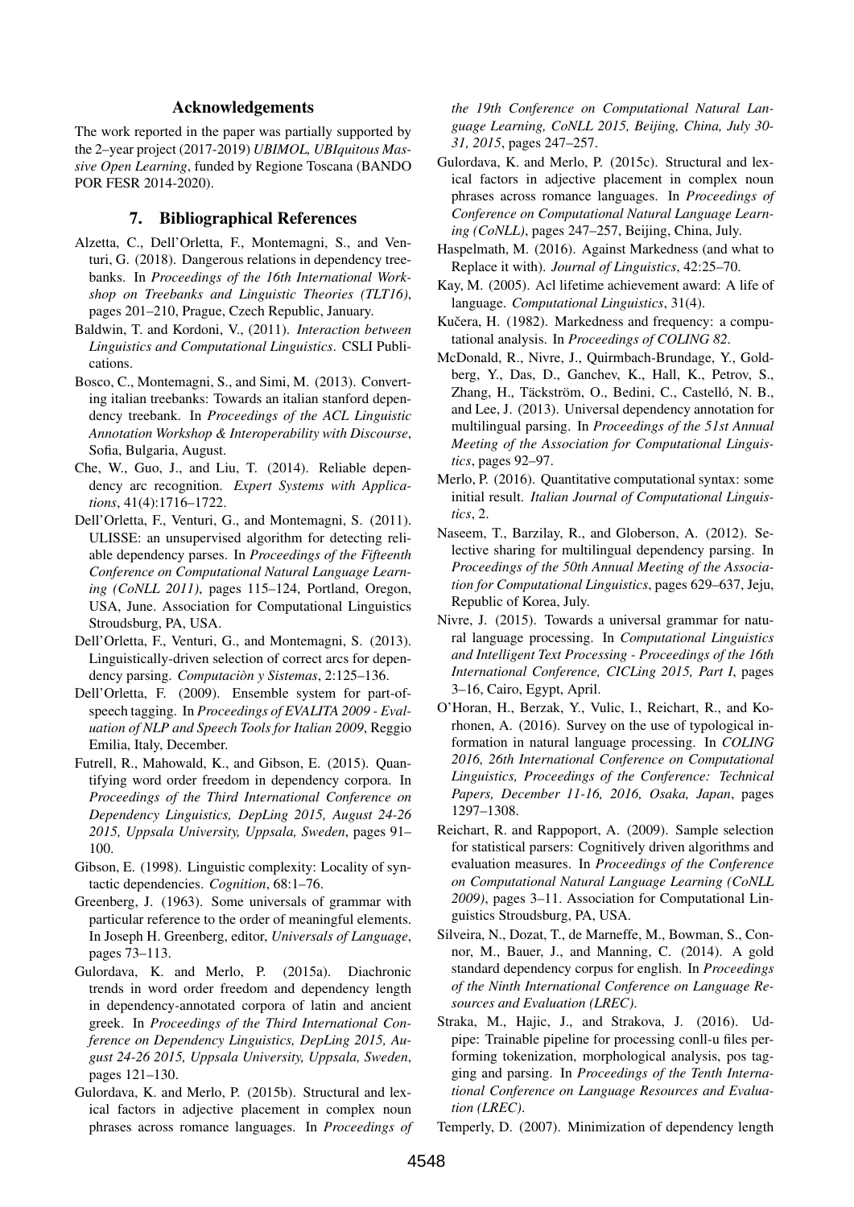## Acknowledgements

The work reported in the paper was partially supported by the 2–year project (2017-2019) *UBIMOL, UBIquitous Massive Open Learning*, funded by Regione Toscana (BANDO POR FESR 2014-2020).

## 7. Bibliographical References

Alzetta, C., Dell'Orletta, F., Montemagni, S., and Venturi, G. (2018). Dangerous relations in dependency treebanks. In *Proceedings of the 16th International Workshop on Treebanks and Linguistic Theories (TLT16)*, pages 201–210, Prague, Czech Republic, January.

Baldwin, T. and Kordoni, V., (2011). *Interaction between Linguistics and Computational Linguistics*. CSLI Publications.

Bosco, C., Montemagni, S., and Simi, M. (2013). Converting italian treebanks: Towards an italian stanford dependency treebank. In *Proceedings of the ACL Linguistic Annotation Workshop & Interoperability with Discourse*, Sofia, Bulgaria, August.

Che, W., Guo, J., and Liu, T. (2014). Reliable dependency arc recognition. *Expert Systems with Applications*, 41(4):1716–1722.

Dell'Orletta, F., Venturi, G., and Montemagni, S. (2011). ULISSE: an unsupervised algorithm for detecting reliable dependency parses. In *Proceedings of the Fifteenth Conference on Computational Natural Language Learning (CoNLL 2011)*, pages 115–124, Portland, Oregon, USA, June. Association for Computational Linguistics Stroudsburg, PA, USA.

Dell'Orletta, F., Venturi, G., and Montemagni, S. (2013). Linguistically-driven selection of correct arcs for dependency parsing. *Computaciòn y Sistemas*, 2:125–136.

Dell'Orletta, F. (2009). Ensemble system for part-of-speech tagging. In *Proceedings of EVALITA 2009 - Evaluation of NLP and Speech Tools for Italian 2009*, Reggio Emilia, Italy, December.

Futrell, R., Mahowald, K., and Gibson, E. (2015). Quantifying word order freedom in dependency corpora. In *Proceedings of the Third International Conference on Dependency Linguistics, DepLing 2015, August 24-26 2015, Uppsala University, Uppsala, Sweden*, pages 91–100.

Gibson, E. (1998). Linguistic complexity: Locality of syntactic dependencies. *Cognition*, 68:1–76.

Greenberg, J. (1963). Some universals of grammar with particular reference to the order of meaningful elements. In Joseph H. Greenberg, editor, *Universals of Language*, pages 73–113.

Gulordava, K. and Merlo, P. (2015a). Diachronic trends in word order freedom and dependency length in dependency-annotated corpora of latin and ancient greek. In *Proceedings of the Third International Conference on Dependency Linguistics, DepLing 2015, August 24-26 2015, Uppsala University, Uppsala, Sweden*, pages 121–130.

Gulordava, K. and Merlo, P. (2015b). Structural and lexical factors in adjective placement in complex noun phrases across romance languages. In *Proceedings of the 19th Conference on Computational Natural Language Learning, CoNLL 2015, Beijing, China, July 30-31, 2015*, pages 247–257.

Gulordava, K. and Merlo, P. (2015c). Structural and lexical factors in adjective placement in complex noun phrases across romance languages. In *Proceedings of Conference on Computational Natural Language Learning (CoNLL)*, pages 247–257, Beijing, China, July.

Haspelmath, M. (2016). Against Markedness (and what to Replace it with). *Journal of Linguistics*, 42:25–70.

Kay, M. (2005). Acl lifetime achievement award: A life of language. *Computational Linguistics*, 31(4).

Kučera, H. (1982). Markedness and frequency: a computational analysis. In *Proceedings of COLING 82*.

McDonald, R., Nivre, J., Quirmbach-Brundage, Y., Goldberg, Y., Das, D., Ganchev, K., Hall, K., Petrov, S., Zhang, H., Täckström, O., Bedini, C., Castelló, N. B., and Lee, J. (2013). Universal dependency annotation for multilingual parsing. In *Proceedings of the 51st Annual Meeting of the Association for Computational Linguistics*, pages 92–97.

Merlo, P. (2016). Quantitative computational syntax: some initial result. *Italian Journal of Computational Linguistics*, 2.

Naseem, T., Barzilay, R., and Globerson, A. (2012). Selective sharing for multilingual dependency parsing. In *Proceedings of the 50th Annual Meeting of the Association for Computational Linguistics*, pages 629–637, Jeju, Republic of Korea, July.

Nivre, J. (2015). Towards a universal grammar for natural language processing. In *Computational Linguistics and Intelligent Text Processing - Proceedings of the 16th International Conference, CICLing 2015, Part I*, pages 3–16, Cairo, Egypt, April.

O'Horan, H., Berzak, Y., Vulic, I., Reichart, R., and Korhonen, A. (2016). Survey on the use of typological information in natural language processing. In *COLING 2016, 26th International Conference on Computational Linguistics, Proceedings of the Conference: Technical Papers, December 11-16, 2016, Osaka, Japan*, pages 1297–1308.

Reichart, R. and Rappoport, A. (2009). Sample selection for statistical parsers: Cognitively driven algorithms and evaluation measures. In *Proceedings of the Conference on Computational Natural Language Learning (CoNLL 2009)*, pages 3–11. Association for Computational Linguistics Stroudsburg, PA, USA.

Silveira, N., Dozat, T., de Marneffe, M., Bowman, S., Connor, M., Bauer, J., and Manning, C. (2014). A gold standard dependency corpus for english. In *Proceedings of the Ninth International Conference on Language Resources and Evaluation (LREC)*.

Straka, M., Hajic, J., and Strakova, J. (2016). Udpipe: Trainable pipeline for processing conll-u files performing tokenization, morphological analysis, pos tagging and parsing. In *Proceedings of the Tenth International Conference on Language Resources and Evaluation (LREC)*.

Temperly, D. (2007). Minimization of dependency length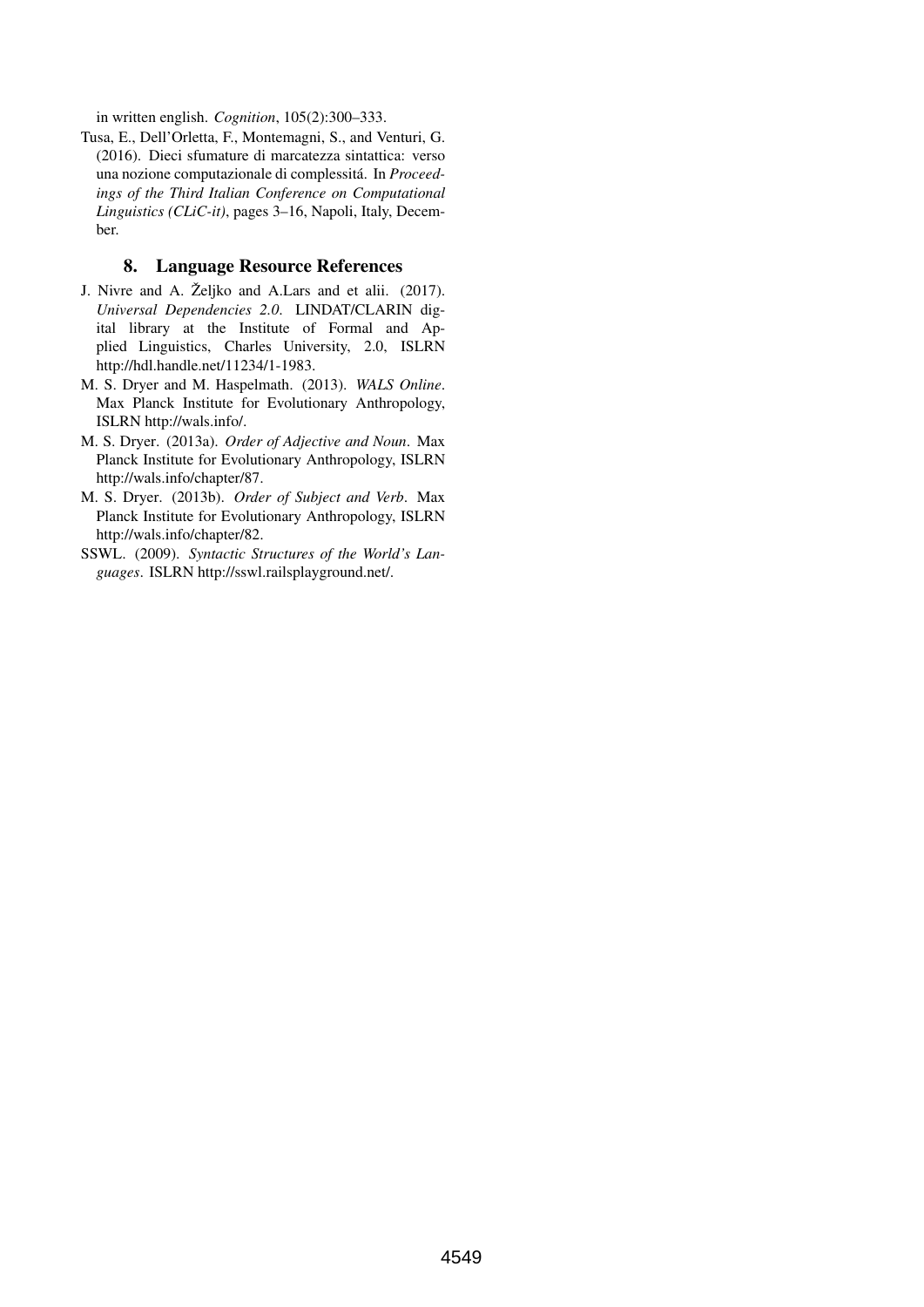in written english. *Cognition*, 105(2):300–333.

Tusa, E., Dell'Orletta, F., Montemagni, S., and Venturi, G. (2016). Dieci sfumature di marcatezza sintattica: verso una nozione computazionale di complessitá. In *Proceedings of the Third Italian Conference on Computational Linguistics (CLiC-it)*, pages 3–16, Napoli, Italy, December.

## 8. Language Resource References

J. Nivre and A. Željko and A.Lars and et alii. (2017). *Universal Dependencies 2.0*. LINDAT/CLARIN digital library at the Institute of Formal and Applied Linguistics, Charles University, 2.0, ISLRN http://hdl.handle.net/11234/1-1983.

M. S. Dryer and M. Haspelmath. (2013). *WALS Online*. Max Planck Institute for Evolutionary Anthropology, ISLRN http://wals.info/.

M. S. Dryer. (2013a). *Order of Adjective and Noun*. Max Planck Institute for Evolutionary Anthropology, ISLRN http://wals.info/chapter/87.

M. S. Dryer. (2013b). *Order of Subject and Verb*. Max Planck Institute for Evolutionary Anthropology, ISLRN http://wals.info/chapter/82.

SSWL. (2009). *Syntactic Structures of the World's Languages*. ISLRN http://sswl.railsplayground.net/.